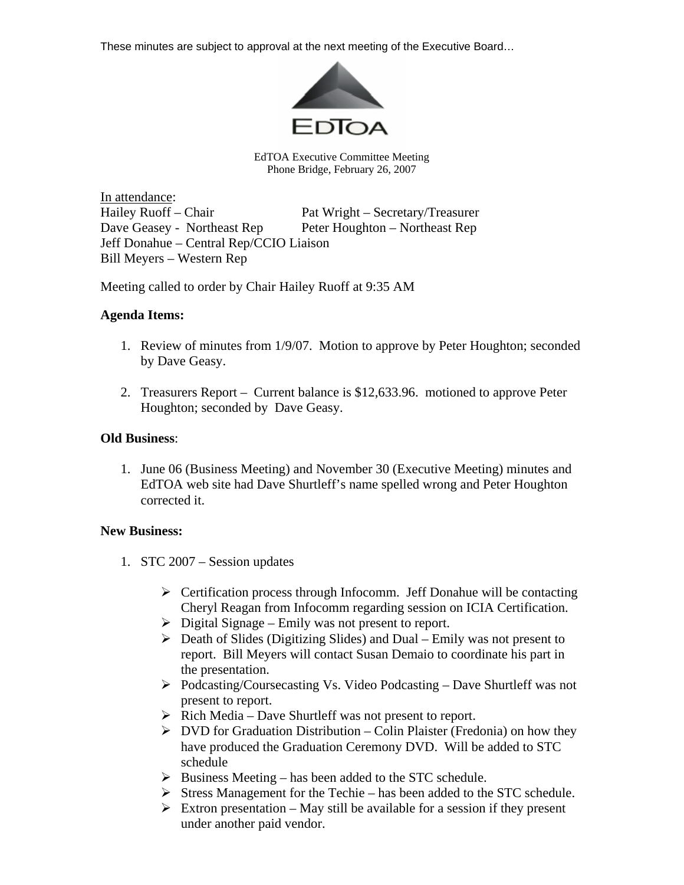These minutes are subject to approval at the next meeting of the Executive Board…

EdTOA

EdTOA Executive Committee Meeting
Phone Bridge, February 26, 2007

<u>In attendance</u>:

Hailey Ruoff – Chair
Pat Wright – Secretary/Treasurer
Dave Geasey - Northeast Rep
Peter Houghton – Northeast Rep
Jeff Donahue – Central Rep/CCIO Liaison
Bill Meyers – Western Rep

Meeting called to order by Chair Hailey Ruoff at 9:35 AM

**Agenda Items:**

1. Review of minutes from 1/9/07. Motion to approve by Peter Houghton; seconded by Dave Geasy.
2. Treasurers Report – Current balance is $12,633.96. motioned to approve Peter Houghton; seconded by Dave Geasy.

**Old Business**:

1. June 06 (Business Meeting) and November 30 (Executive Meeting) minutes and EdTOA web site had Dave Shurtleff's name spelled wrong and Peter Houghton corrected it.

**New Business:**

1. STC 2007 – Session updates
   - Certification process through Infocomm. Jeff Donahue will be contacting Cheryl Reagan from Infocomm regarding session on ICIA Certification.
   - Digital Signage – Emily was not present to report.
   - Death of Slides (Digitizing Slides) and Dual – Emily was not present to report. Bill Meyers will contact Susan Demaio to coordinate his part in the presentation.
   - Podcasting/Coursecasting Vs. Video Podcasting – Dave Shurtleff was not present to report.
   - Rich Media – Dave Shurtleff was not present to report.
   - DVD for Graduation Distribution – Colin Plaister (Fredonia) on how they have produced the Graduation Ceremony DVD. Will be added to STC schedule
   - Business Meeting – has been added to the STC schedule.
   - Stress Management for the Techie – has been added to the STC schedule.
   - Extron presentation – May still be available for a session if they present under another paid vendor.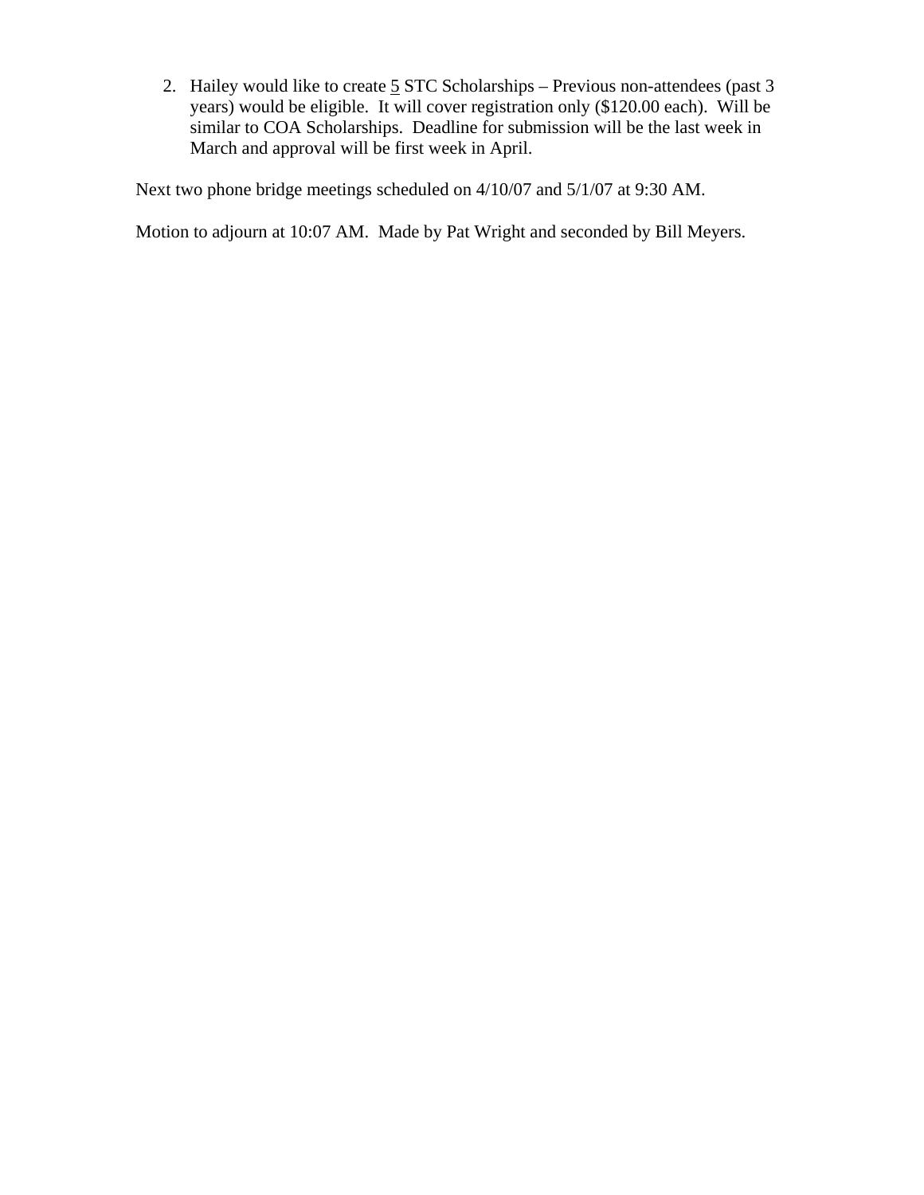2. Hailey would like to create <u>5</u> STC Scholarships – Previous non-attendees (past 3 years) would be eligible. It will cover registration only ($120.00 each). Will be similar to COA Scholarships. Deadline for submission will be the last week in March and approval will be first week in April.

Next two phone bridge meetings scheduled on 4/10/07 and 5/1/07 at 9:30 AM.

Motion to adjourn at 10:07 AM. Made by Pat Wright and seconded by Bill Meyers.